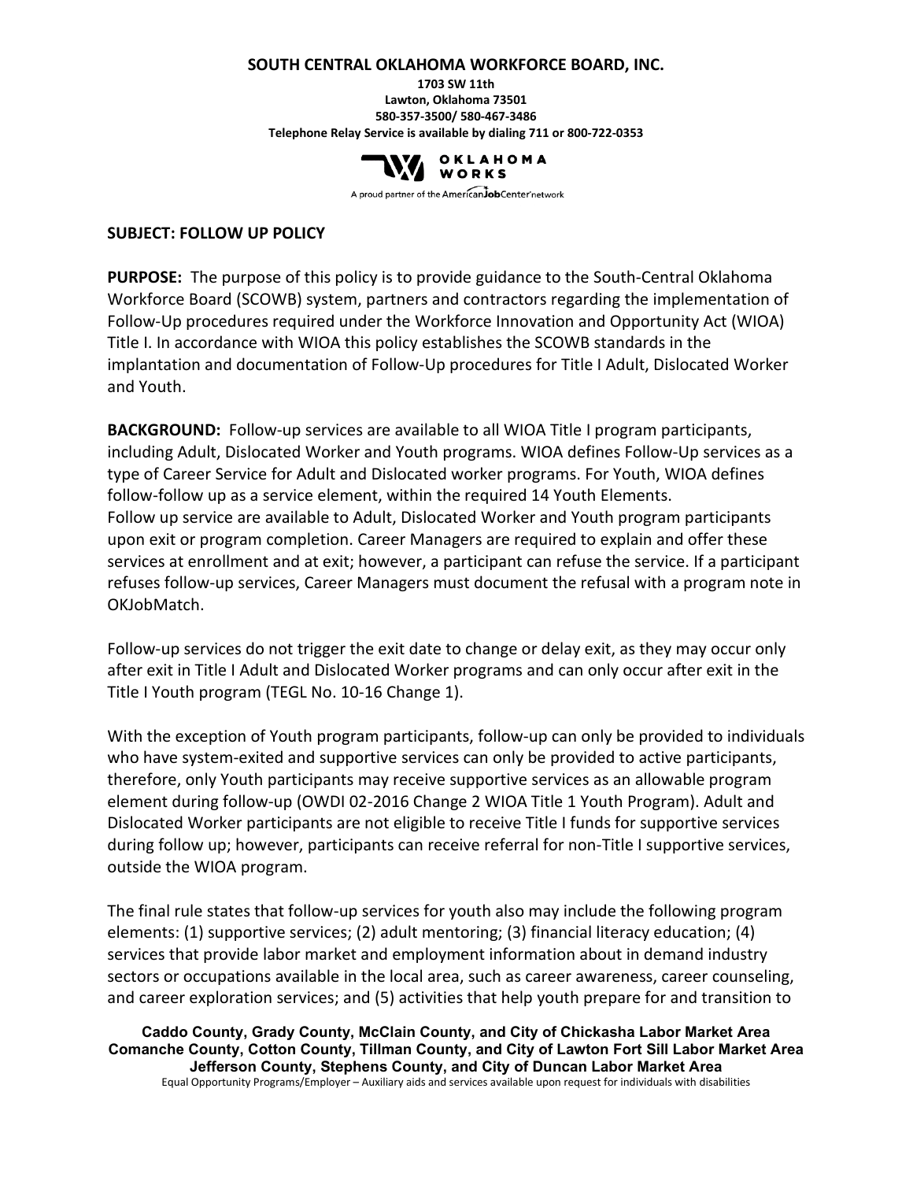**SOUTH CENTRAL OKLAHOMA WORKFORCE BOARD, INC.**

**1703 SW 11th**
**Lawton, Oklahoma 73501**
**580-357-3500/ 580-467-3486**
**Telephone Relay Service is available by dialing 711 or 800-722-0353**

OKLAHOMA WORKS

A proud partner of the AmericanJobCenter network

**SUBJECT: FOLLOW UP POLICY**

**PURPOSE:** The purpose of this policy is to provide guidance to the South-Central Oklahoma Workforce Board (SCOWB) system, partners and contractors regarding the implementation of Follow-Up procedures required under the Workforce Innovation and Opportunity Act (WIOA) Title I. In accordance with WIOA this policy establishes the SCOWB standards in the implantation and documentation of Follow-Up procedures for Title I Adult, Dislocated Worker and Youth.

**BACKGROUND:** Follow-up services are available to all WIOA Title I program participants, including Adult, Dislocated Worker and Youth programs. WIOA defines Follow-Up services as a type of Career Service for Adult and Dislocated worker programs. For Youth, WIOA defines follow-follow up as a service element, within the required 14 Youth Elements.
Follow up service are available to Adult, Dislocated Worker and Youth program participants upon exit or program completion. Career Managers are required to explain and offer these services at enrollment and at exit; however, a participant can refuse the service. If a participant refuses follow-up services, Career Managers must document the refusal with a program note in OKJobMatch.

Follow-up services do not trigger the exit date to change or delay exit, as they may occur only after exit in Title I Adult and Dislocated Worker programs and can only occur after exit in the Title I Youth program (TEGL No. 10-16 Change 1).

With the exception of Youth program participants, follow-up can only be provided to individuals who have system-exited and supportive services can only be provided to active participants, therefore, only Youth participants may receive supportive services as an allowable program element during follow-up (OWDI 02-2016 Change 2 WIOA Title 1 Youth Program). Adult and Dislocated Worker participants are not eligible to receive Title I funds for supportive services during follow up; however, participants can receive referral for non-Title I supportive services, outside the WIOA program.

The final rule states that follow-up services for youth also may include the following program elements: (1) supportive services; (2) adult mentoring; (3) financial literacy education; (4) services that provide labor market and employment information about in demand industry sectors or occupations available in the local area, such as career awareness, career counseling, and career exploration services; and (5) activities that help youth prepare for and transition to

**Caddo County, Grady County, McClain County, and City of Chickasha Labor Market Area**
**Comanche County, Cotton County, Tillman County, and City of Lawton Fort Sill Labor Market Area**
**Jefferson County, Stephens County, and City of Duncan Labor Market Area**
Equal Opportunity Programs/Employer – Auxiliary aids and services available upon request for individuals with disabilities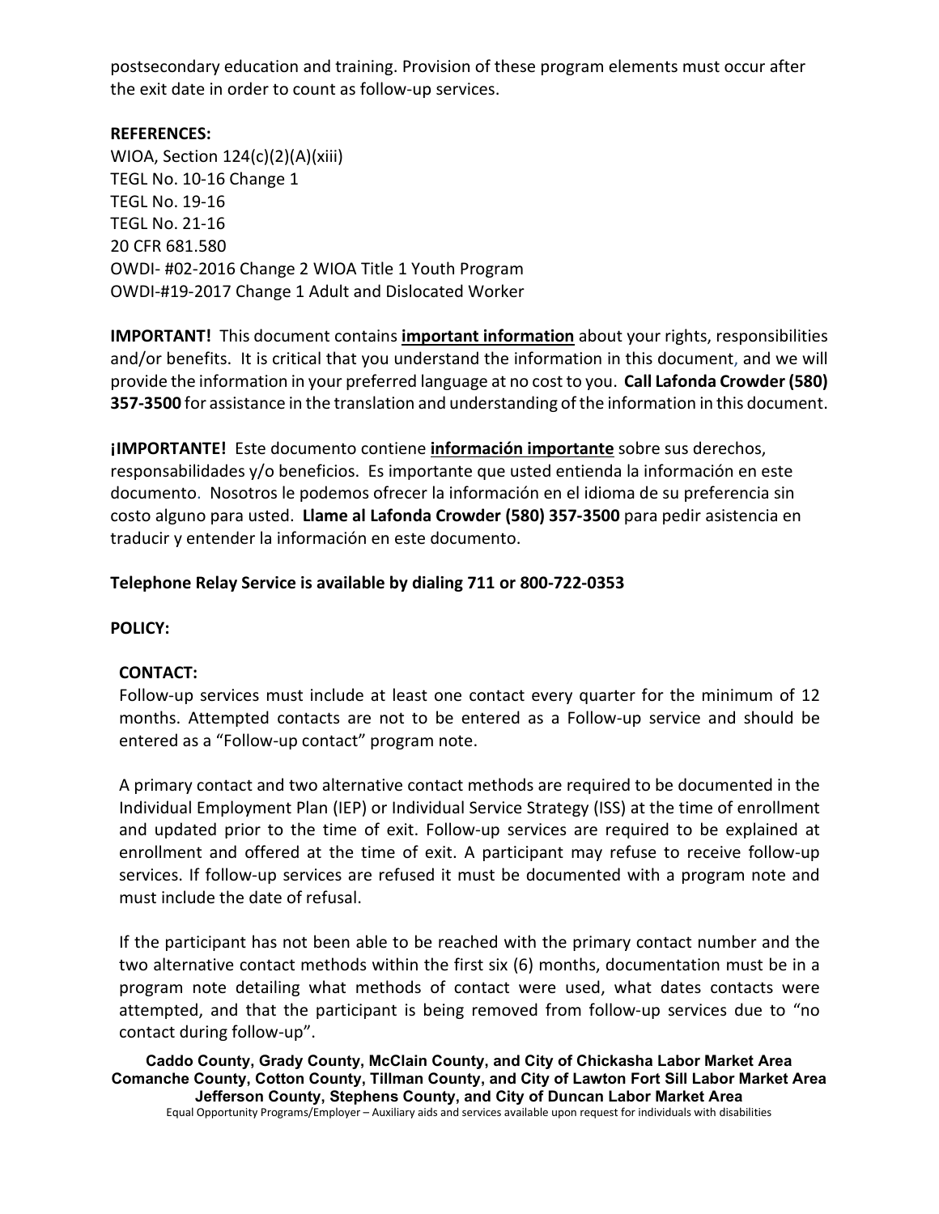postsecondary education and training. Provision of these program elements must occur after the exit date in order to count as follow-up services.

**REFERENCES:**
WIOA, Section 124(c)(2)(A)(xiii)
TEGL No. 10-16 Change 1
TEGL No. 19-16
TEGL No. 21-16
20 CFR 681.580
OWDI- #02-2016 Change 2 WIOA Title 1 Youth Program
OWDI-#19-2017 Change 1 Adult and Dislocated Worker

**IMPORTANT!** This document contains **important information** about your rights, responsibilities and/or benefits. It is critical that you understand the information in this document, and we will provide the information in your preferred language at no cost to you. **Call Lafonda Crowder (580) 357-3500** for assistance in the translation and understanding of the information in this document.

**¡IMPORTANTE!** Este documento contiene **información importante** sobre sus derechos, responsabilidades y/o beneficios. Es importante que usted entienda la información en este documento. Nosotros le podemos ofrecer la información en el idioma de su preferencia sin costo alguno para usted. **Llame al Lafonda Crowder (580) 357-3500** para pedir asistencia en traducir y entender la información en este documento.

**Telephone Relay Service is available by dialing 711 or 800-722-0353**

**POLICY:**

**CONTACT:**

Follow-up services must include at least one contact every quarter for the minimum of 12 months. Attempted contacts are not to be entered as a Follow-up service and should be entered as a "Follow-up contact" program note.

A primary contact and two alternative contact methods are required to be documented in the Individual Employment Plan (IEP) or Individual Service Strategy (ISS) at the time of enrollment and updated prior to the time of exit. Follow-up services are required to be explained at enrollment and offered at the time of exit. A participant may refuse to receive follow-up services. If follow-up services are refused it must be documented with a program note and must include the date of refusal.

If the participant has not been able to be reached with the primary contact number and the two alternative contact methods within the first six (6) months, documentation must be in a program note detailing what methods of contact were used, what dates contacts were attempted, and that the participant is being removed from follow-up services due to "no contact during follow-up".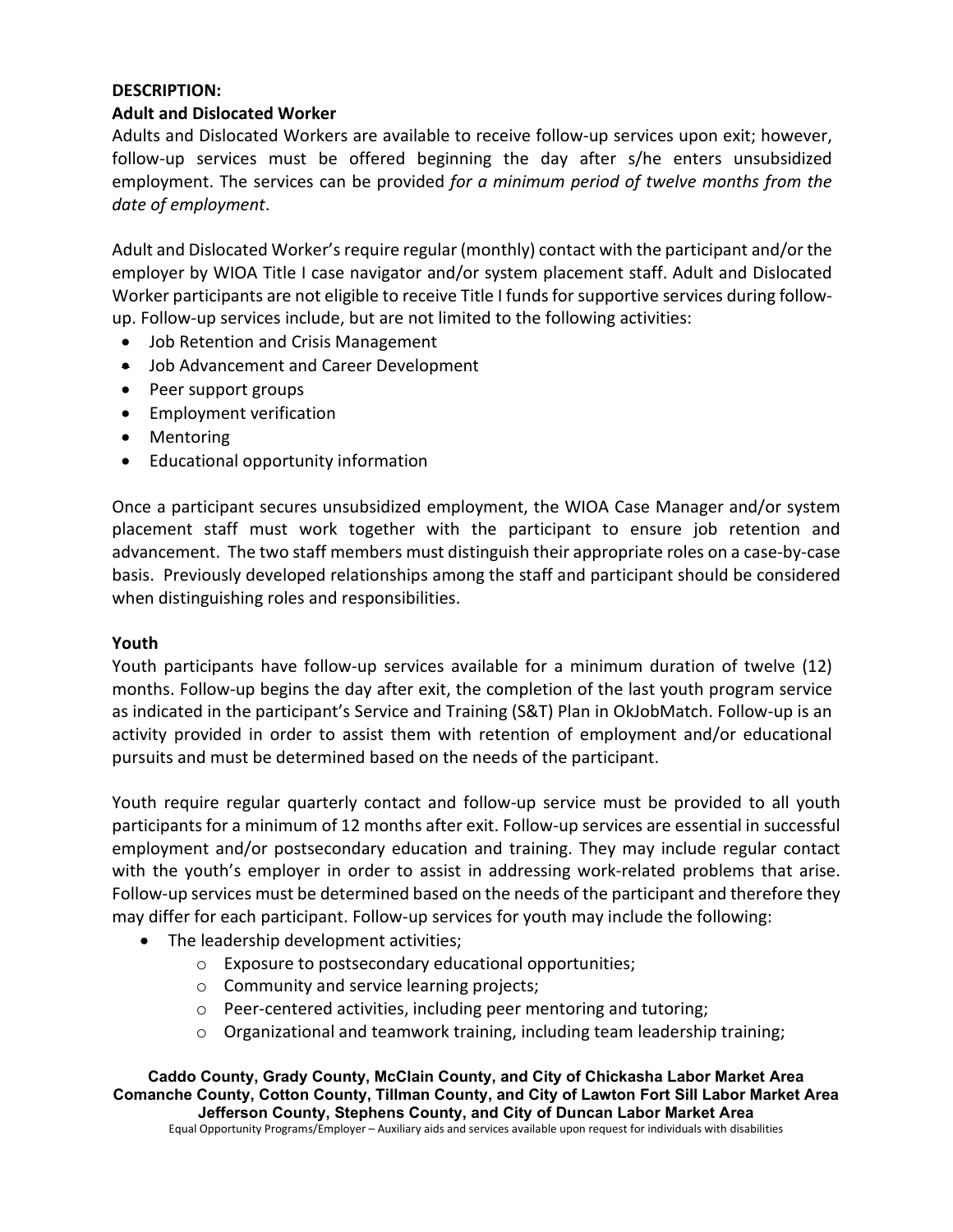**DESCRIPTION:**

**Adult and Dislocated Worker**

Adults and Dislocated Workers are available to receive follow-up services upon exit; however, follow-up services must be offered beginning the day after s/he enters unsubsidized employment. The services can be provided *for a minimum period of twelve months from the date of employment*.

Adult and Dislocated Worker's require regular (monthly) contact with the participant and/or the employer by WIOA Title I case navigator and/or system placement staff. Adult and Dislocated Worker participants are not eligible to receive Title I funds for supportive services during follow-up. Follow-up services include, but are not limited to the following activities:

- Job Retention and Crisis Management
- Job Advancement and Career Development
- Peer support groups
- Employment verification
- Mentoring
- Educational opportunity information

Once a participant secures unsubsidized employment, the WIOA Case Manager and/or system placement staff must work together with the participant to ensure job retention and advancement. The two staff members must distinguish their appropriate roles on a case-by-case basis. Previously developed relationships among the staff and participant should be considered when distinguishing roles and responsibilities.

**Youth**

Youth participants have follow-up services available for a minimum duration of twelve (12) months. Follow-up begins the day after exit, the completion of the last youth program service as indicated in the participant's Service and Training (S&T) Plan in OkJobMatch. Follow-up is an activity provided in order to assist them with retention of employment and/or educational pursuits and must be determined based on the needs of the participant.

Youth require regular quarterly contact and follow-up service must be provided to all youth participants for a minimum of 12 months after exit. Follow-up services are essential in successful employment and/or postsecondary education and training. They may include regular contact with the youth's employer in order to assist in addressing work-related problems that arise. Follow-up services must be determined based on the needs of the participant and therefore they may differ for each participant. Follow-up services for youth may include the following:

- The leadership development activities;
  - Exposure to postsecondary educational opportunities;
  - Community and service learning projects;
  - Peer-centered activities, including peer mentoring and tutoring;
  - Organizational and teamwork training, including team leadership training;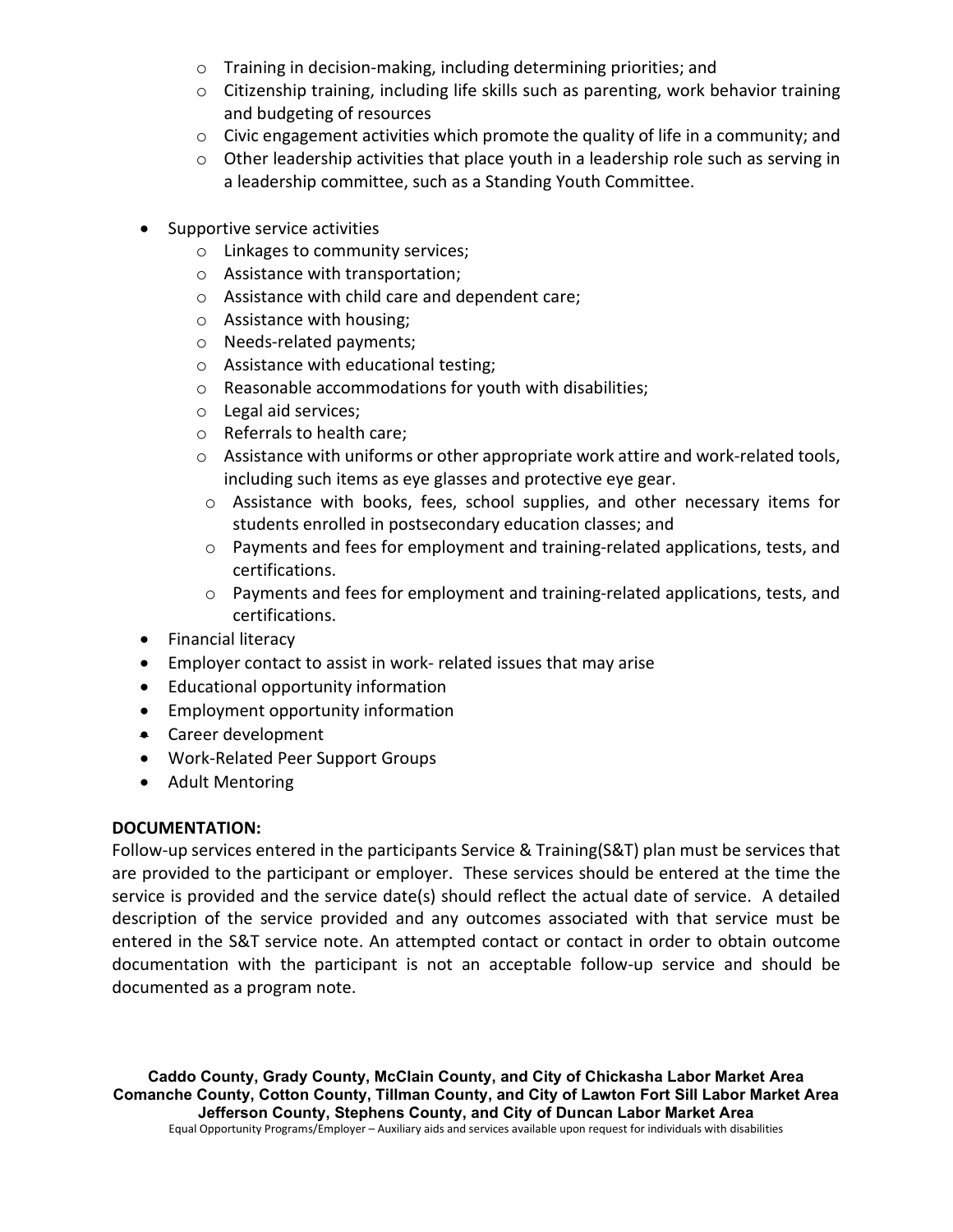- Training in decision-making, including determining priorities; and
  - Citizenship training, including life skills such as parenting, work behavior training and budgeting of resources
  - Civic engagement activities which promote the quality of life in a community; and
  - Other leadership activities that place youth in a leadership role such as serving in a leadership committee, such as a Standing Youth Committee.

- Supportive service activities
  - Linkages to community services;
  - Assistance with transportation;
  - Assistance with child care and dependent care;
  - Assistance with housing;
  - Needs-related payments;
  - Assistance with educational testing;
  - Reasonable accommodations for youth with disabilities;
  - Legal aid services;
  - Referrals to health care;
  - Assistance with uniforms or other appropriate work attire and work-related tools, including such items as eye glasses and protective eye gear.
  - Assistance with books, fees, school supplies, and other necessary items for students enrolled in postsecondary education classes; and
  - Payments and fees for employment and training-related applications, tests, and certifications.
  - Payments and fees for employment and training-related applications, tests, and certifications.
- Financial literacy
- Employer contact to assist in work- related issues that may arise
- Educational opportunity information
- Employment opportunity information
- Career development
- Work-Related Peer Support Groups
- Adult Mentoring

**DOCUMENTATION:**

Follow-up services entered in the participants Service & Training(S&T) plan must be services that are provided to the participant or employer. These services should be entered at the time the service is provided and the service date(s) should reflect the actual date of service. A detailed description of the service provided and any outcomes associated with that service must be entered in the S&T service note. An attempted contact or contact in order to obtain outcome documentation with the participant is not an acceptable follow-up service and should be documented as a program note.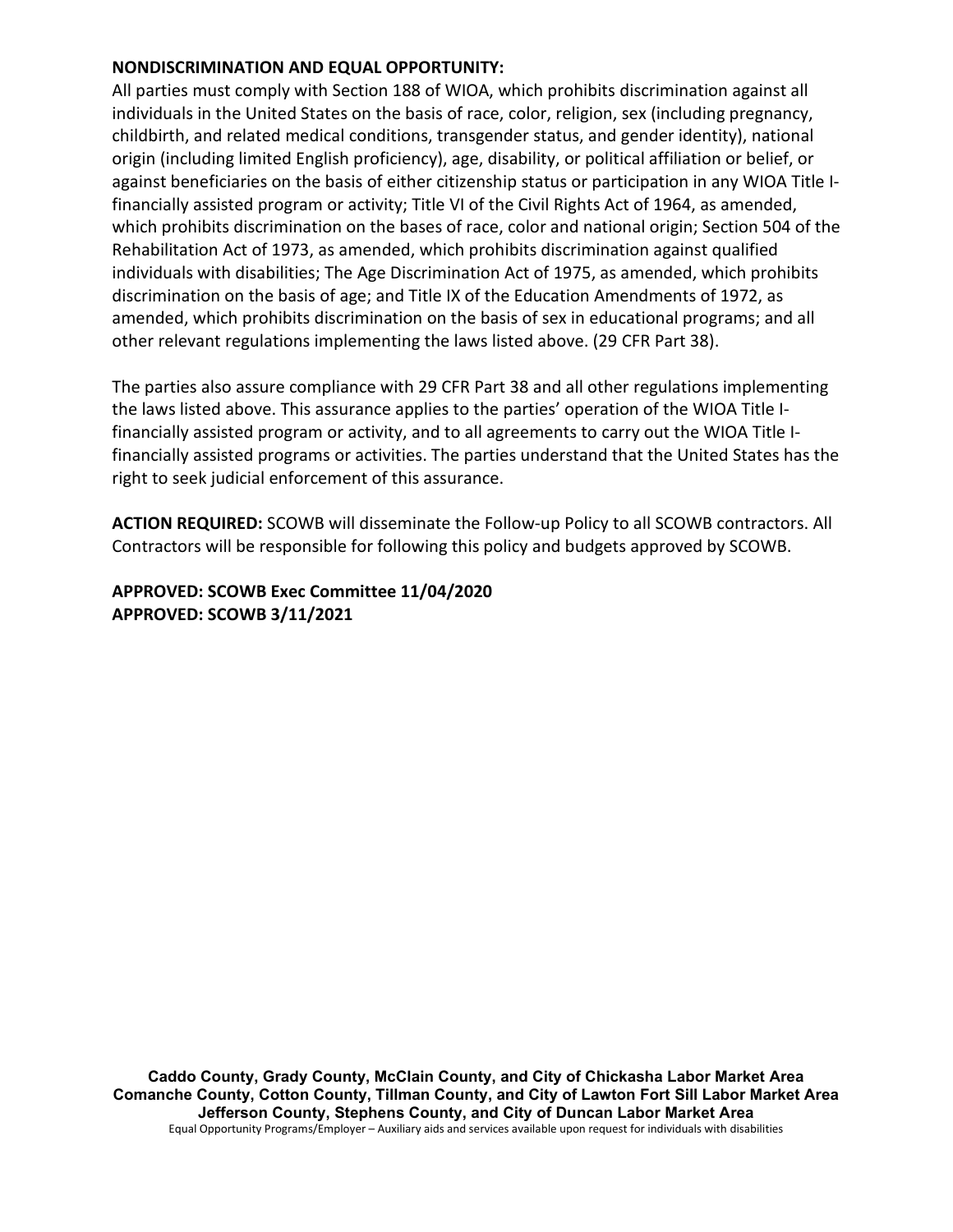**NONDISCRIMINATION AND EQUAL OPPORTUNITY:**
All parties must comply with Section 188 of WIOA, which prohibits discrimination against all individuals in the United States on the basis of race, color, religion, sex (including pregnancy, childbirth, and related medical conditions, transgender status, and gender identity), national origin (including limited English proficiency), age, disability, or political affiliation or belief, or against beneficiaries on the basis of either citizenship status or participation in any WIOA Title I-financially assisted program or activity; Title VI of the Civil Rights Act of 1964, as amended, which prohibits discrimination on the bases of race, color and national origin; Section 504 of the Rehabilitation Act of 1973, as amended, which prohibits discrimination against qualified individuals with disabilities; The Age Discrimination Act of 1975, as amended, which prohibits discrimination on the basis of age; and Title IX of the Education Amendments of 1972, as amended, which prohibits discrimination on the basis of sex in educational programs; and all other relevant regulations implementing the laws listed above. (29 CFR Part 38).

The parties also assure compliance with 29 CFR Part 38 and all other regulations implementing the laws listed above. This assurance applies to the parties' operation of the WIOA Title I-financially assisted program or activity, and to all agreements to carry out the WIOA Title I-financially assisted programs or activities. The parties understand that the United States has the right to seek judicial enforcement of this assurance.

**ACTION REQUIRED:** SCOWB will disseminate the Follow-up Policy to all SCOWB contractors. All Contractors will be responsible for following this policy and budgets approved by SCOWB.

**APPROVED: SCOWB Exec Committee 11/04/2020**
**APPROVED: SCOWB 3/11/2021**